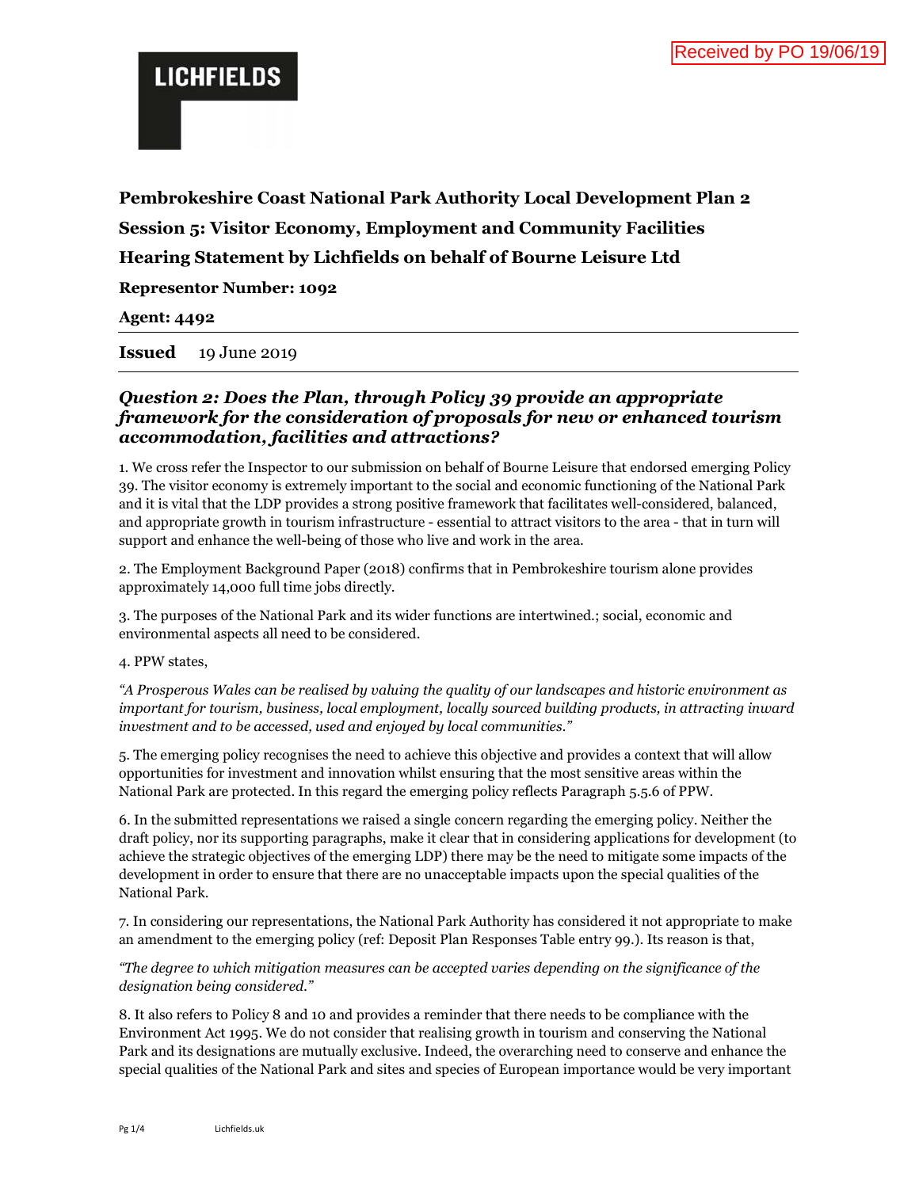Received by PO 19/06/19

LICHFIELDS

**Pembrokeshire Coast National Park Authority Local Development Plan 2**

**Session 5: Visitor Economy, Employment and Community Facilities**

**Hearing Statement by Lichfields on behalf of Bourne Leisure Ltd**

**Representor Number: 1092**

**Agent: 4492**

**Issued** 19 June 2019

### *Question 2: Does the Plan, through Policy 39 provide an appropriate framework for the consideration of proposals for new or enhanced tourism accommodation, facilities and attractions?*

1. We cross refer the Inspector to our submission on behalf of Bourne Leisure that endorsed emerging Policy 39. The visitor economy is extremely important to the social and economic functioning of the National Park and it is vital that the LDP provides a strong positive framework that facilitates well-considered, balanced, and appropriate growth in tourism infrastructure - essential to attract visitors to the area - that in turn will support and enhance the well-being of those who live and work in the area.

2. The Employment Background Paper (2018) confirms that in Pembrokeshire tourism alone provides approximately 14,000 full time jobs directly.

3. The purposes of the National Park and its wider functions are intertwined.; social, economic and environmental aspects all need to be considered.

4. PPW states,

*"A Prosperous Wales can be realised by valuing the quality of our landscapes and historic environment as important for tourism, business, local employment, locally sourced building products, in attracting inward investment and to be accessed, used and enjoyed by local communities."*

5. The emerging policy recognises the need to achieve this objective and provides a context that will allow opportunities for investment and innovation whilst ensuring that the most sensitive areas within the National Park are protected. In this regard the emerging policy reflects Paragraph 5.5.6 of PPW.

6. In the submitted representations we raised a single concern regarding the emerging policy. Neither the draft policy, nor its supporting paragraphs, make it clear that in considering applications for development (to achieve the strategic objectives of the emerging LDP) there may be the need to mitigate some impacts of the development in order to ensure that there are no unacceptable impacts upon the special qualities of the National Park.

7. In considering our representations, the National Park Authority has considered it not appropriate to make an amendment to the emerging policy (ref: Deposit Plan Responses Table entry 99.). Its reason is that,

*"The degree to which mitigation measures can be accepted varies depending on the significance of the designation being considered."*

8. It also refers to Policy 8 and 10 and provides a reminder that there needs to be compliance with the Environment Act 1995. We do not consider that realising growth in tourism and conserving the National Park and its designations are mutually exclusive. Indeed, the overarching need to conserve and enhance the special qualities of the National Park and sites and species of European importance would be very important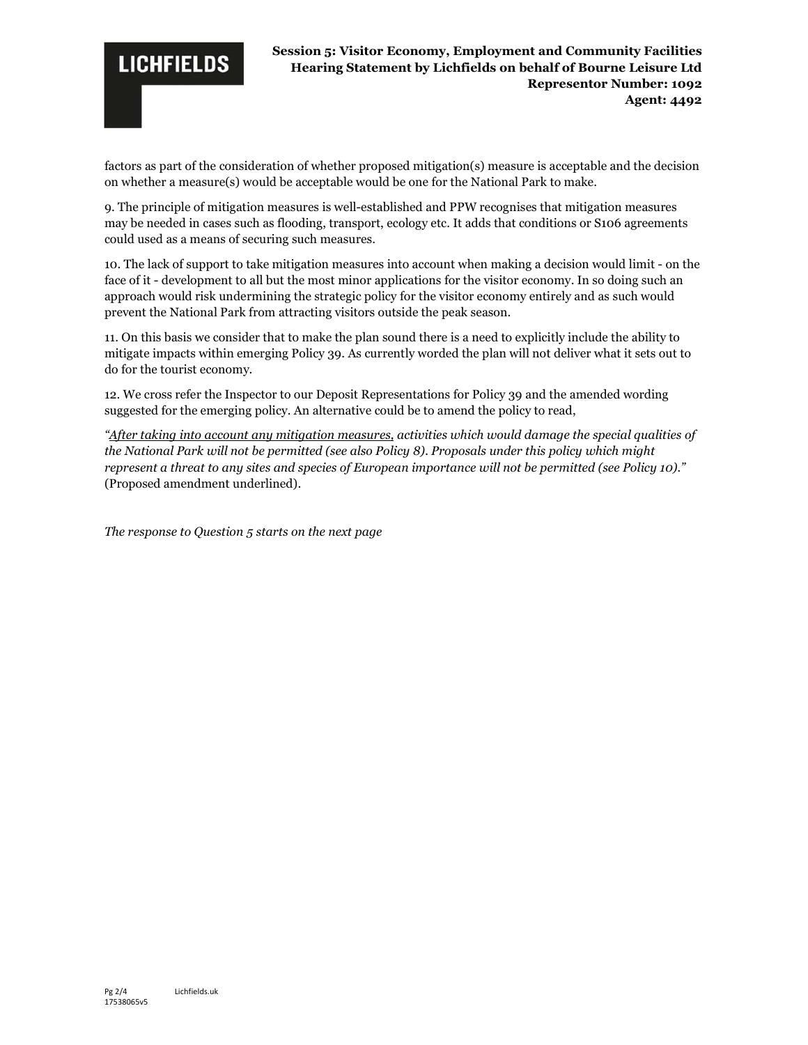factors as part of the consideration of whether proposed mitigation(s) measure is acceptable and the decision on whether a measure(s) would be acceptable would be one for the National Park to make.

9. The principle of mitigation measures is well-established and PPW recognises that mitigation measures may be needed in cases such as flooding, transport, ecology etc. It adds that conditions or S106 agreements could used as a means of securing such measures.

10. The lack of support to take mitigation measures into account when making a decision would limit - on the face of it - development to all but the most minor applications for the visitor economy. In so doing such an approach would risk undermining the strategic policy for the visitor economy entirely and as such would prevent the National Park from attracting visitors outside the peak season.

11. On this basis we consider that to make the plan sound there is a need to explicitly include the ability to mitigate impacts within emerging Policy 39. As currently worded the plan will not deliver what it sets out to do for the tourist economy.

12. We cross refer the Inspector to our Deposit Representations for Policy 39 and the amended wording suggested for the emerging policy. An alternative could be to amend the policy to read,

*"<u>After taking into account any mitigation measures,</u> activities which would damage the special qualities of the National Park will not be permitted (see also Policy 8). Proposals under this policy which might represent a threat to any sites and species of European importance will not be permitted (see Policy 10)."* (Proposed amendment underlined).

*The response to Question 5 starts on the next page*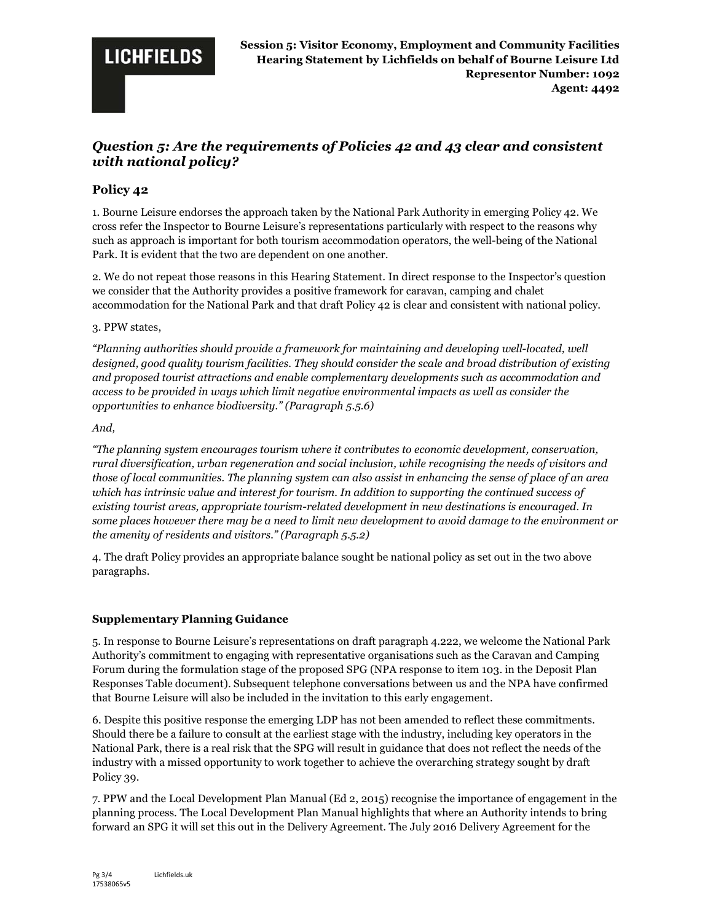**Session 5: Visitor Economy, Employment and Community Facilities**
**Hearing Statement by Lichfields on behalf of Bourne Leisure Ltd**
**Representor Number: 1092**
**Agent: 4492**

## *Question 5: Are the requirements of Policies 42 and 43 clear and consistent with national policy?*

### Policy 42

1. Bourne Leisure endorses the approach taken by the National Park Authority in emerging Policy 42. We cross refer the Inspector to Bourne Leisure's representations particularly with respect to the reasons why such as approach is important for both tourism accommodation operators, the well-being of the National Park. It is evident that the two are dependent on one another.

2. We do not repeat those reasons in this Hearing Statement. In direct response to the Inspector's question we consider that the Authority provides a positive framework for caravan, camping and chalet accommodation for the National Park and that draft Policy 42 is clear and consistent with national policy.

3. PPW states,

*"Planning authorities should provide a framework for maintaining and developing well-located, well designed, good quality tourism facilities. They should consider the scale and broad distribution of existing and proposed tourist attractions and enable complementary developments such as accommodation and access to be provided in ways which limit negative environmental impacts as well as consider the opportunities to enhance biodiversity." (Paragraph 5.5.6)*

*And,*

*"The planning system encourages tourism where it contributes to economic development, conservation, rural diversification, urban regeneration and social inclusion, while recognising the needs of visitors and those of local communities. The planning system can also assist in enhancing the sense of place of an area which has intrinsic value and interest for tourism. In addition to supporting the continued success of existing tourist areas, appropriate tourism-related development in new destinations is encouraged. In some places however there may be a need to limit new development to avoid damage to the environment or the amenity of residents and visitors." (Paragraph 5.5.2)*

4. The draft Policy provides an appropriate balance sought be national policy as set out in the two above paragraphs.

### Supplementary Planning Guidance

5. In response to Bourne Leisure's representations on draft paragraph 4.222, we welcome the National Park Authority's commitment to engaging with representative organisations such as the Caravan and Camping Forum during the formulation stage of the proposed SPG (NPA response to item 103. in the Deposit Plan Responses Table document). Subsequent telephone conversations between us and the NPA have confirmed that Bourne Leisure will also be included in the invitation to this early engagement.

6. Despite this positive response the emerging LDP has not been amended to reflect these commitments. Should there be a failure to consult at the earliest stage with the industry, including key operators in the National Park, there is a real risk that the SPG will result in guidance that does not reflect the needs of the industry with a missed opportunity to work together to achieve the overarching strategy sought by draft Policy 39.

7. PPW and the Local Development Plan Manual (Ed 2, 2015) recognise the importance of engagement in the planning process. The Local Development Plan Manual highlights that where an Authority intends to bring forward an SPG it will set this out in the Delivery Agreement. The July 2016 Delivery Agreement for the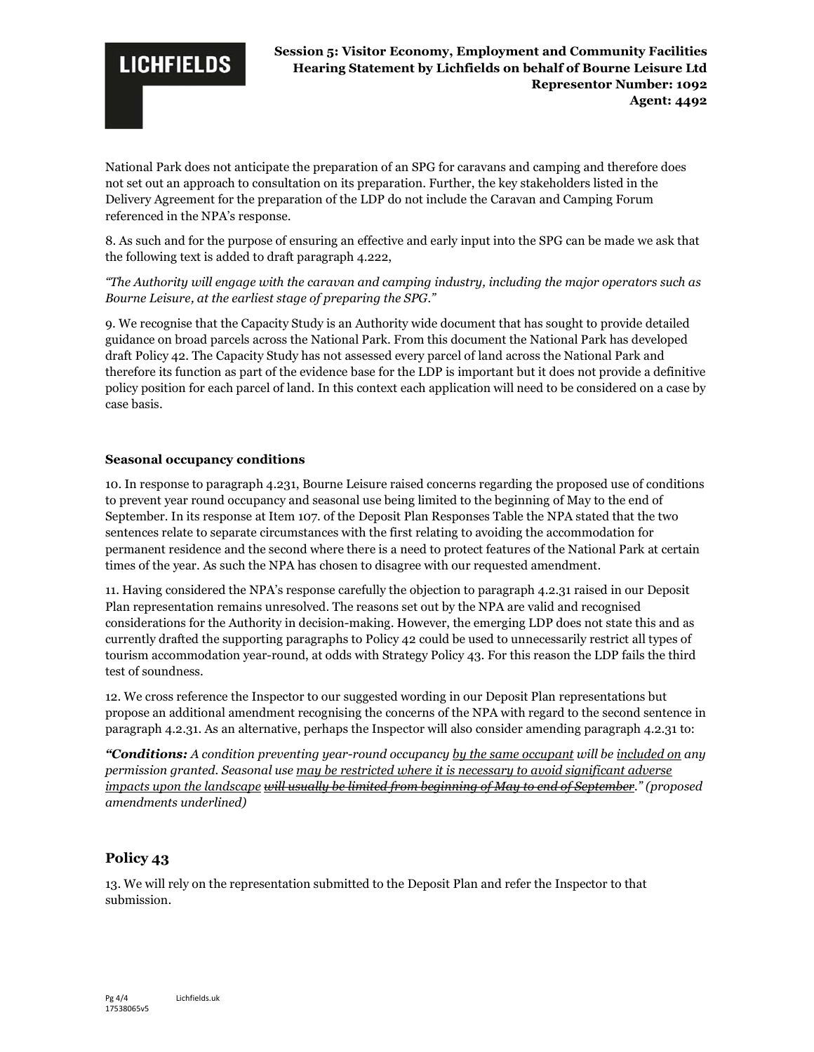National Park does not anticipate the preparation of an SPG for caravans and camping and therefore does not set out an approach to consultation on its preparation. Further, the key stakeholders listed in the Delivery Agreement for the preparation of the LDP do not include the Caravan and Camping Forum referenced in the NPA's response.

8. As such and for the purpose of ensuring an effective and early input into the SPG can be made we ask that the following text is added to draft paragraph 4.222,

*"The Authority will engage with the caravan and camping industry, including the major operators such as Bourne Leisure, at the earliest stage of preparing the SPG."*

9. We recognise that the Capacity Study is an Authority wide document that has sought to provide detailed guidance on broad parcels across the National Park. From this document the National Park has developed draft Policy 42. The Capacity Study has not assessed every parcel of land across the National Park and therefore its function as part of the evidence base for the LDP is important but it does not provide a definitive policy position for each parcel of land. In this context each application will need to be considered on a case by case basis.

### Seasonal occupancy conditions

10. In response to paragraph 4.231, Bourne Leisure raised concerns regarding the proposed use of conditions to prevent year round occupancy and seasonal use being limited to the beginning of May to the end of September. In its response at Item 107. of the Deposit Plan Responses Table the NPA stated that the two sentences relate to separate circumstances with the first relating to avoiding the accommodation for permanent residence and the second where there is a need to protect features of the National Park at certain times of the year. As such the NPA has chosen to disagree with our requested amendment.

11. Having considered the NPA's response carefully the objection to paragraph 4.2.31 raised in our Deposit Plan representation remains unresolved. The reasons set out by the NPA are valid and recognised considerations for the Authority in decision-making. However, the emerging LDP does not state this and as currently drafted the supporting paragraphs to Policy 42 could be used to unnecessarily restrict all types of tourism accommodation year-round, at odds with Strategy Policy 43. For this reason the LDP fails the third test of soundness.

12. We cross reference the Inspector to our suggested wording in our Deposit Plan representations but propose an additional amendment recognising the concerns of the NPA with regard to the second sentence in paragraph 4.2.31. As an alternative, perhaps the Inspector will also consider amending paragraph 4.2.31 to:

***"Conditions:*** *A condition preventing year-round occupancy <u>by the same occupant</u> will be <u>included on</u> any permission granted. Seasonal use <u>may be restricted where it is necessary to avoid significant adverse impacts upon the landscape</u> ~~will usually be limited from beginning of May to end of September~~."* (proposed amendments underlined)

## Policy 43

13. We will rely on the representation submitted to the Deposit Plan and refer the Inspector to that submission.